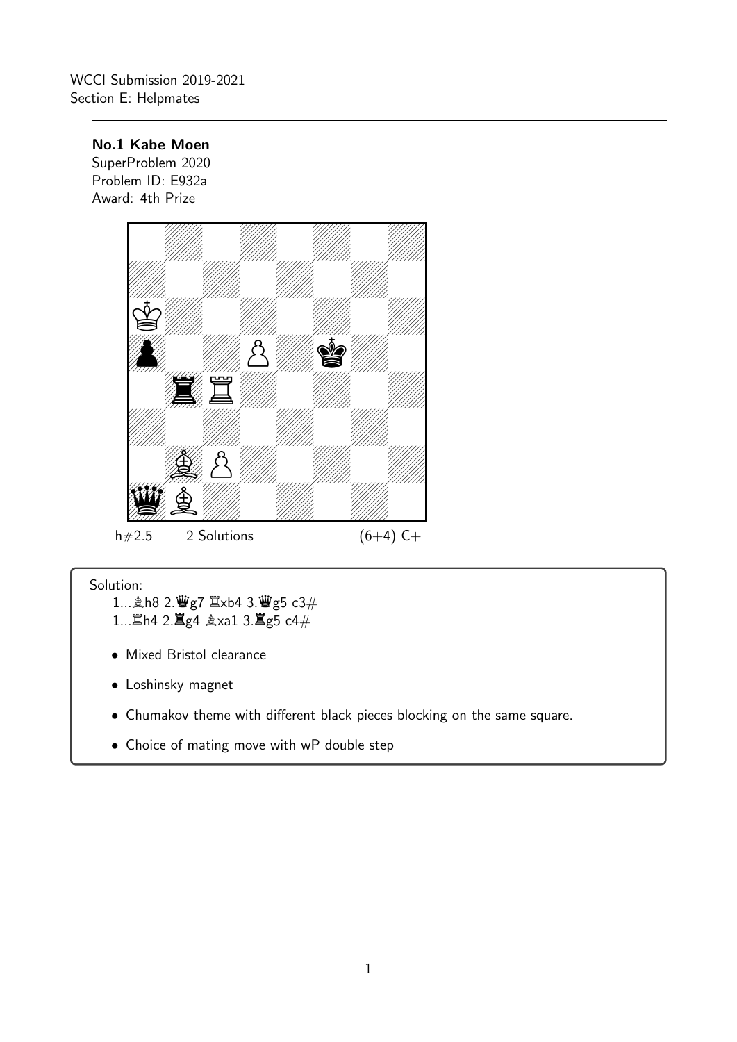WCCI Submission 2019-2021
Section E: Helpmates

**No.1 Kabe Moen**
SuperProblem 2020
Problem ID: E932a
Award: 4th Prize

h#2.5 2 Solutions (6+4) C+

Solution:

1...♗h8 2.♛g7 ♖xb4 3.♛g5 c3#
1...♖h4 2.♜g4 ♗xa1 3.♜g5 c4#

- Mixed Bristol clearance
- Loshinsky magnet
- Chumakov theme with different black pieces blocking on the same square.
- Choice of mating move with wP double step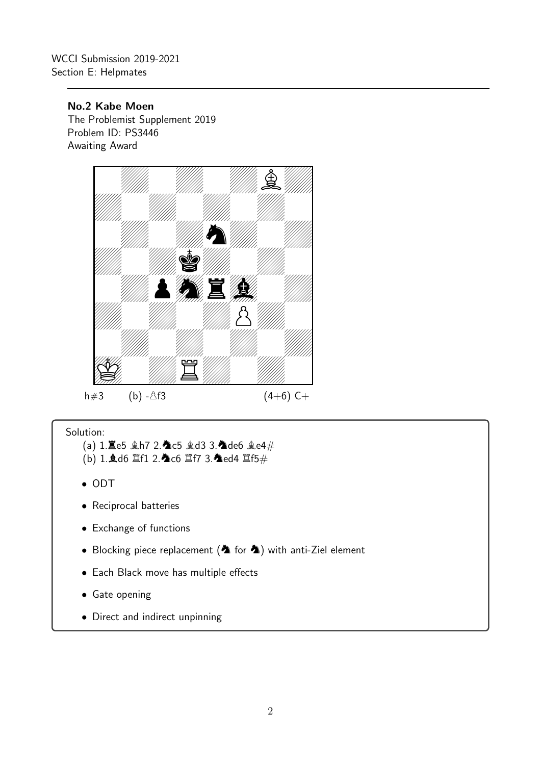WCCI Submission 2019-2021
Section E: Helpmates

---

**No.2 Kabe Moen**
The Problemist Supplement 2019
Problem ID: PS3446
Awaiting Award

h#3 (b) -♙f3 (4+6) C+

Solution:

(a) 1.♜e5 ♗h7 2.♞c5 ♗d3 3.♞de6 ♗e4#
(b) 1.♝d6 ♖f1 2.♞c6 ♖f7 3.♞ed4 ♖f5#

- ODT
- Reciprocal batteries
- Exchange of functions
- Blocking piece replacement (♞ for ♞) with anti-Ziel element
- Each Black move has multiple effects
- Gate opening
- Direct and indirect unpinning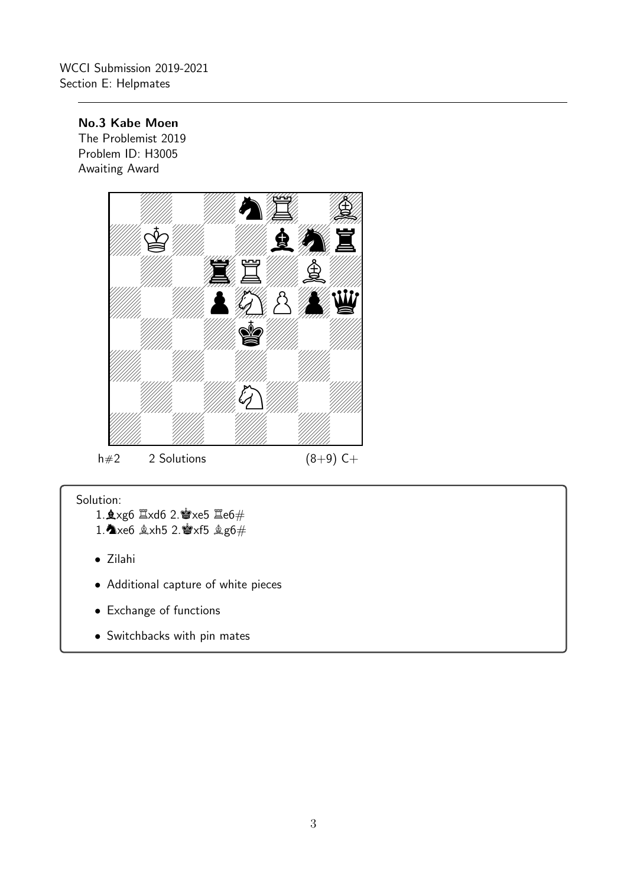WCCI Submission 2019-2021
Section E: Helpmates

**No.3 Kabe Moen**
The Problemist 2019
Problem ID: H3005
Awaiting Award

h#2 2 Solutions (8+9) C+

Solution:

1.♝xg6 ♖xd6 2.♚xe5 ♖e6#
1.♞xe6 ♗xh5 2.♚xf5 ♗g6#

- Zilahi
- Additional capture of white pieces
- Exchange of functions
- Switchbacks with pin mates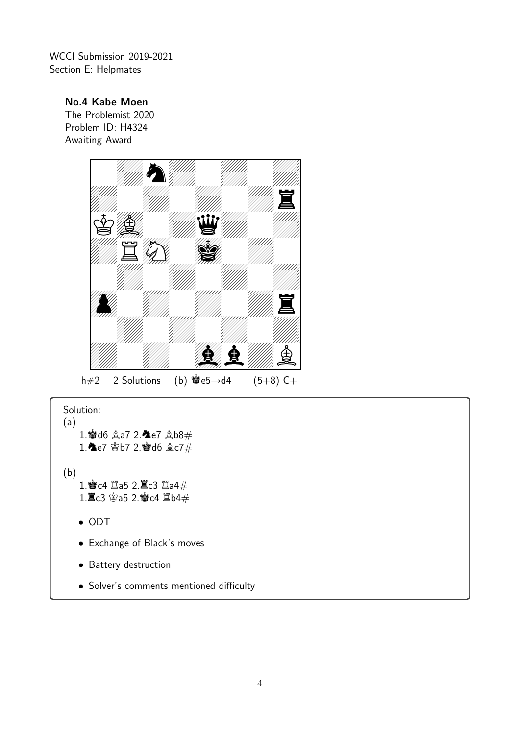WCCI Submission 2019-2021
Section E: Helpmates

---

**No.4 Kabe Moen**
The Problemist 2020
Problem ID: H4324
Awaiting Award

h#2 2 Solutions (b) ♚e5→d4 (5+8) C+

Solution:

(a)

1.♚d6 ♗a7 2.♞e7 ♗b8#
1.♞e7 ♔b7 2.♚d6 ♗c7#

(b)

1.♚c4 ♖a5 2.♜c3 ♖a4#
1.♜c3 ♔a5 2.♚c4 ♖b4#

- ODT
- Exchange of Black's moves
- Battery destruction
- Solver's comments mentioned difficulty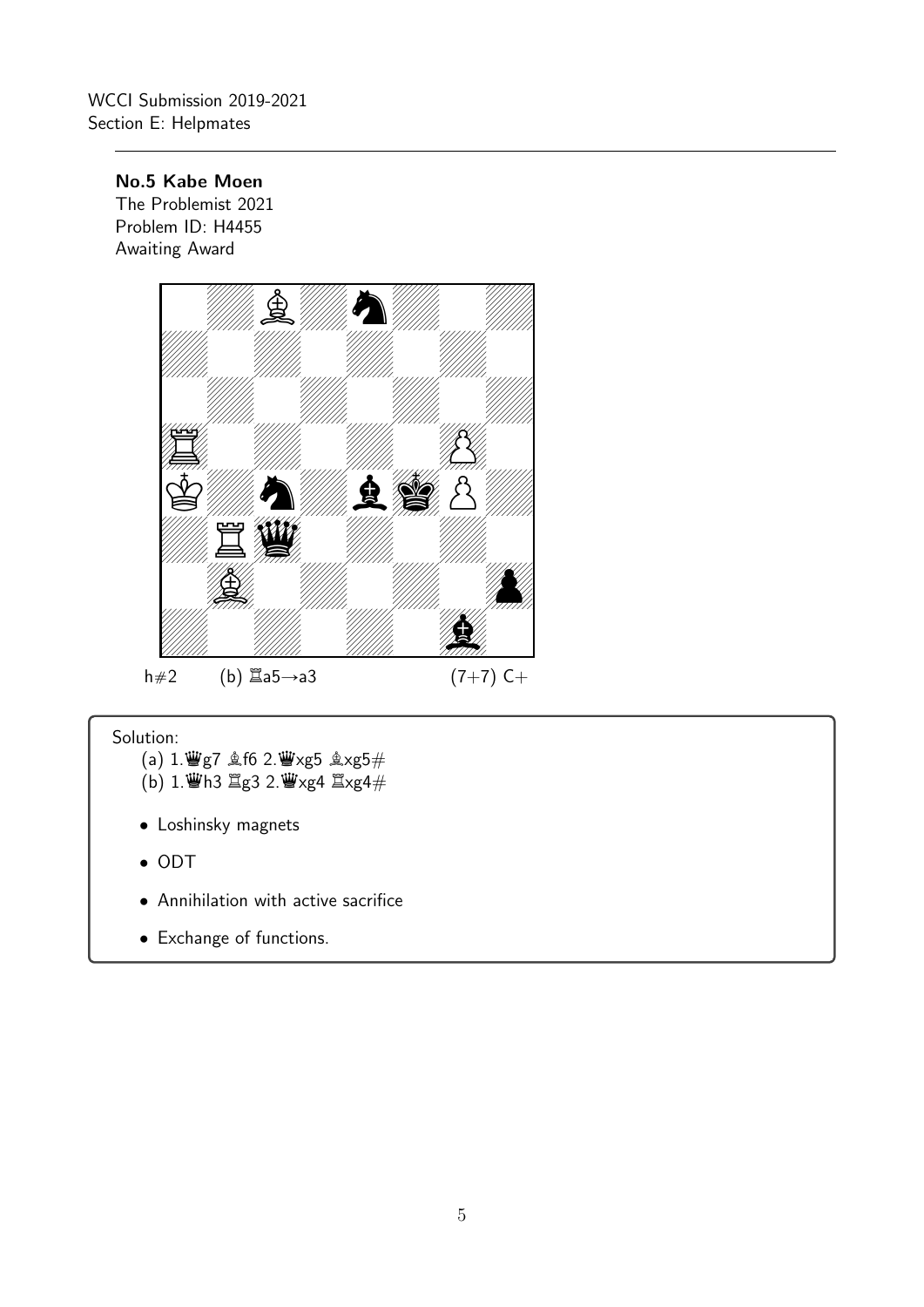WCCI Submission 2019-2021
Section E: Helpmates

**No.5 Kabe Moen**
The Problemist 2021
Problem ID: H4455
Awaiting Award

h#2 (b) ♖a5→a3 (7+7) C+

Solution:

(a) 1.♛g7 ♗f6 2.♛xg5 ♗xg5#
(b) 1.♛h3 ♖g3 2.♛xg4 ♖xg4#

- Loshinsky magnets
- ODT
- Annihilation with active sacrifice
- Exchange of functions.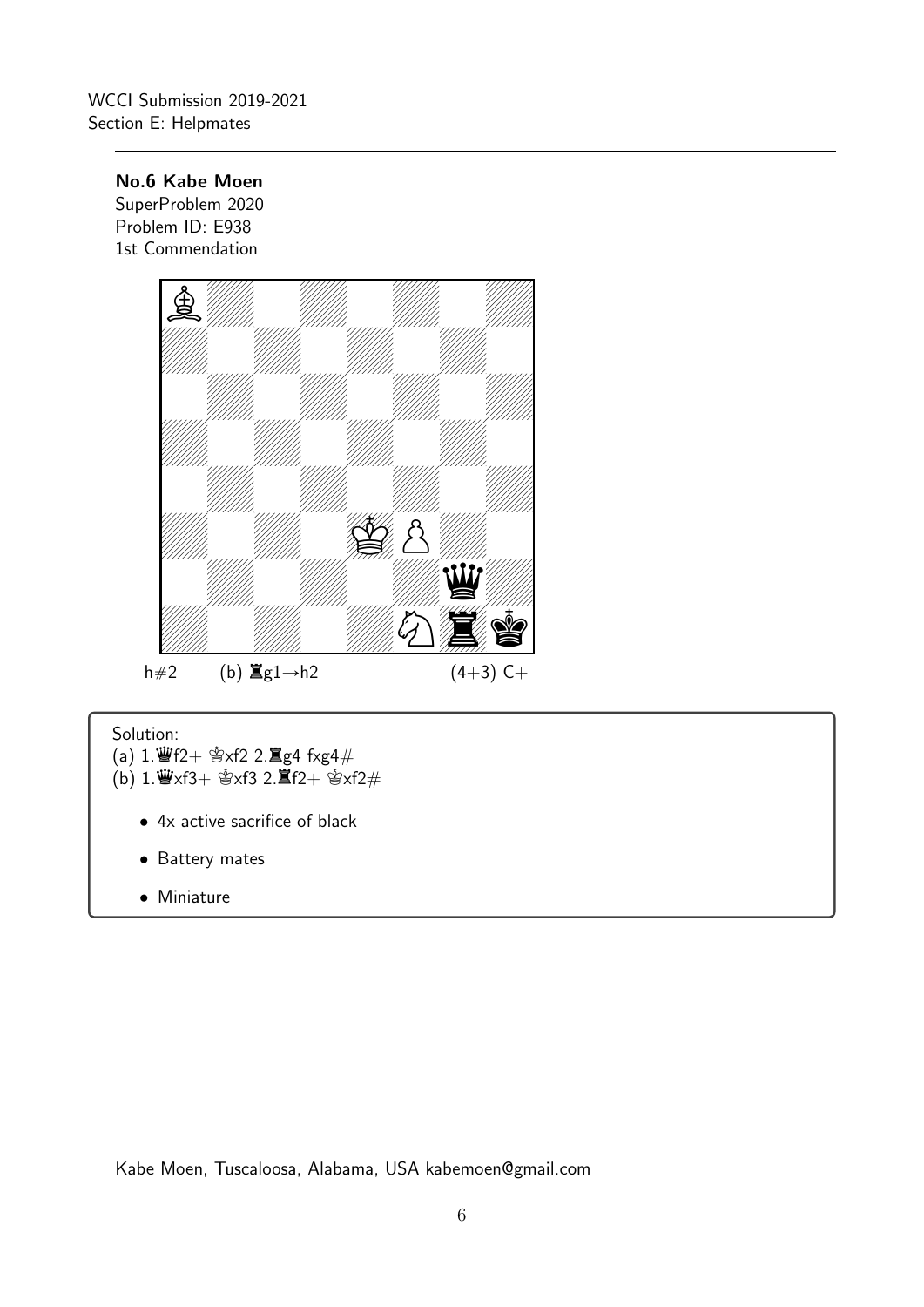WCCI Submission 2019-2021
Section E: Helpmates

---

**No.6 Kabe Moen**
SuperProblem 2020
Problem ID: E938
1st Commendation

h#2 (b) ♜g1→h2 (4+3) C+

Solution:
(a) 1.♛f2+ ♔xf2 2.♜g4 fxg4#
(b) 1.♛xf3+ ♔xf3 2.♜f2+ ♔xf2#

- 4x active sacrifice of black
- Battery mates
- Miniature

Kabe Moen, Tuscaloosa, Alabama, USA kabemoen@gmail.com